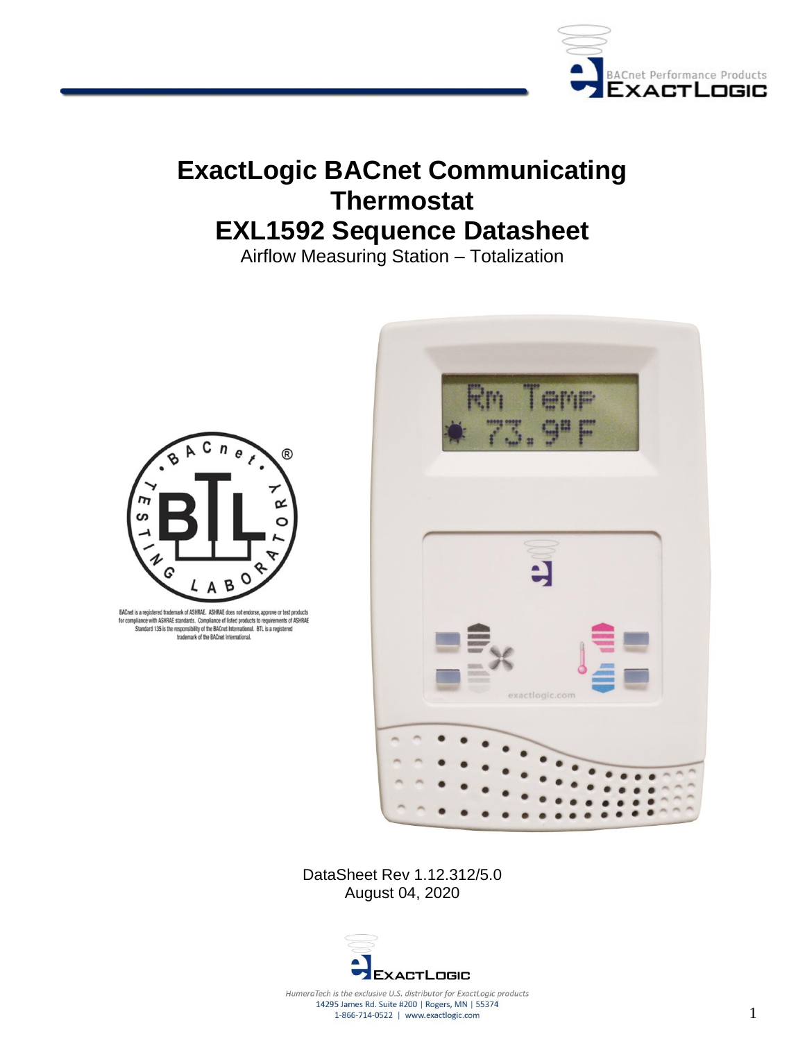# ExactLogic BACnet Communicating Thermostat

# EXL1592 Sequence Datasheet

Airflow Measuring Station – Totalization

BACnet is a registered trademark of ASHRAE. ASHRAE does not endorse, approve or test products for compliance with ASHRAE standards. Compliance of listed products to requirements of ASHRAE Standard 135 is the responsibility of the BACnet International. BTL is a registered trademark of the BACnet International.

DataSheet Rev 1.12.312/5.0

August 04, 2020

*HumeraTech is the exclusive U.S. distributor for ExactLogic products*

14295 James Rd. Suite #200 | Rogers, MN | 55374

1-866-714-0522 | www.exactlogic.com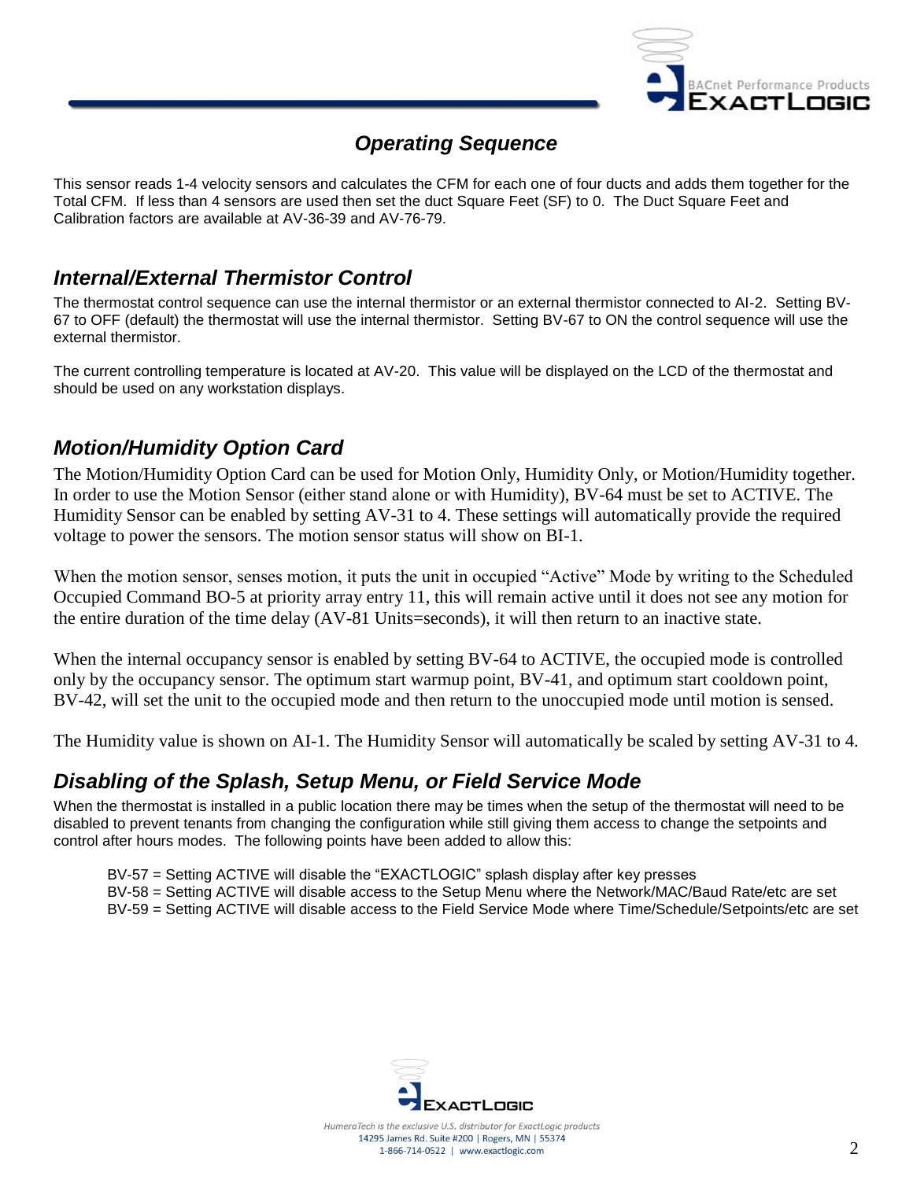## Operating Sequence

This sensor reads 1-4 velocity sensors and calculates the CFM for each one of four ducts and adds them together for the Total CFM. If less than 4 sensors are used then set the duct Square Feet (SF) to 0. The Duct Square Feet and Calibration factors are available at AV-36-39 and AV-76-79.

## Internal/External Thermistor Control

The thermostat control sequence can use the internal thermistor or an external thermistor connected to AI-2. Setting BV-67 to OFF (default) the thermostat will use the internal thermistor. Setting BV-67 to ON the control sequence will use the external thermistor.

The current controlling temperature is located at AV-20. This value will be displayed on the LCD of the thermostat and should be used on any workstation displays.

## Motion/Humidity Option Card

The Motion/Humidity Option Card can be used for Motion Only, Humidity Only, or Motion/Humidity together. In order to use the Motion Sensor (either stand alone or with Humidity), BV-64 must be set to ACTIVE. The Humidity Sensor can be enabled by setting AV-31 to 4. These settings will automatically provide the required voltage to power the sensors. The motion sensor status will show on BI-1.

When the motion sensor, senses motion, it puts the unit in occupied “Active” Mode by writing to the Scheduled Occupied Command BO-5 at priority array entry 11, this will remain active until it does not see any motion for the entire duration of the time delay (AV-81 Units=seconds), it will then return to an inactive state.

When the internal occupancy sensor is enabled by setting BV-64 to ACTIVE, the occupied mode is controlled only by the occupancy sensor. The optimum start warmup point, BV-41, and optimum start cooldown point, BV-42, will set the unit to the occupied mode and then return to the unoccupied mode until motion is sensed.

The Humidity value is shown on AI-1. The Humidity Sensor will automatically be scaled by setting AV-31 to 4.

## Disabling of the Splash, Setup Menu, or Field Service Mode

When the thermostat is installed in a public location there may be times when the setup of the thermostat will need to be disabled to prevent tenants from changing the configuration while still giving them access to change the setpoints and control after hours modes. The following points have been added to allow this:

BV-57 = Setting ACTIVE will disable the “EXACTLOGIC” splash display after key presses
BV-58 = Setting ACTIVE will disable access to the Setup Menu where the Network/MAC/Baud Rate/etc are set
BV-59 = Setting ACTIVE will disable access to the Field Service Mode where Time/Schedule/Setpoints/etc are set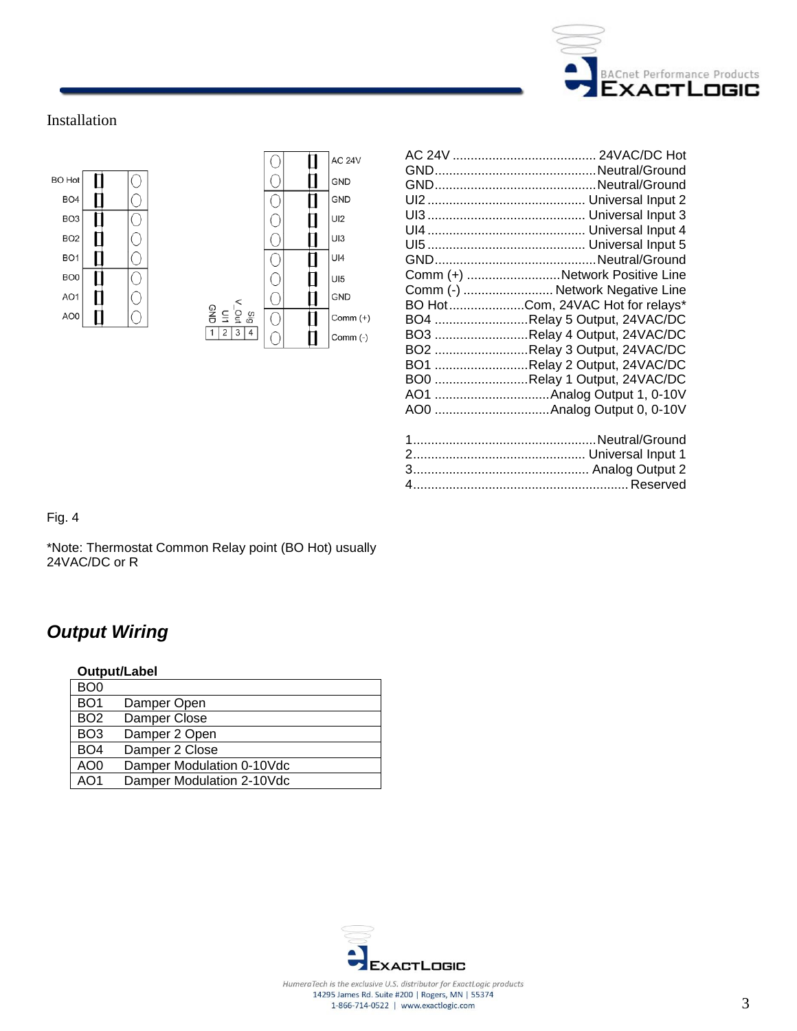Installation

| | |
|---|---|
| AC 24V | 24VAC/DC Hot |
| GND | Neutral/Ground |
| GND | Neutral/Ground |
| UI2 | Universal Input 2 |
| UI3 | Universal Input 3 |
| UI4 | Universal Input 4 |
| UI5 | Universal Input 5 |
| GND | Neutral/Ground |
| Comm (+) | Network Positive Line |
| Comm (-) | Network Negative Line |
| BO Hot | Com, 24VAC Hot for relays* |
| BO4 | Relay 5 Output, 24VAC/DC |
| BO3 | Relay 4 Output, 24VAC/DC |
| BO2 | Relay 3 Output, 24VAC/DC |
| BO1 | Relay 2 Output, 24VAC/DC |
| BO0 | Relay 1 Output, 24VAC/DC |
| AO1 | Analog Output 1, 0-10V |
| AO0 | Analog Output 0, 0-10V |

| | |
|---|---|
| 1 | Neutral/Ground |
| 2 | Universal Input 1 |
| 3 | Analog Output 2 |
| 4 | Reserved |

Fig. 4

*Note: Thermostat Common Relay point (BO Hot) usually 24VAC/DC or R

## *Output Wiring*

| Output/Label | |
|---|---|
| BO0 | |
| BO1 | Damper Open |
| BO2 | Damper Close |
| BO3 | Damper 2 Open |
| BO4 | Damper 2 Close |
| AO0 | Damper Modulation 0-10Vdc |
| AO1 | Damper Modulation 2-10Vdc |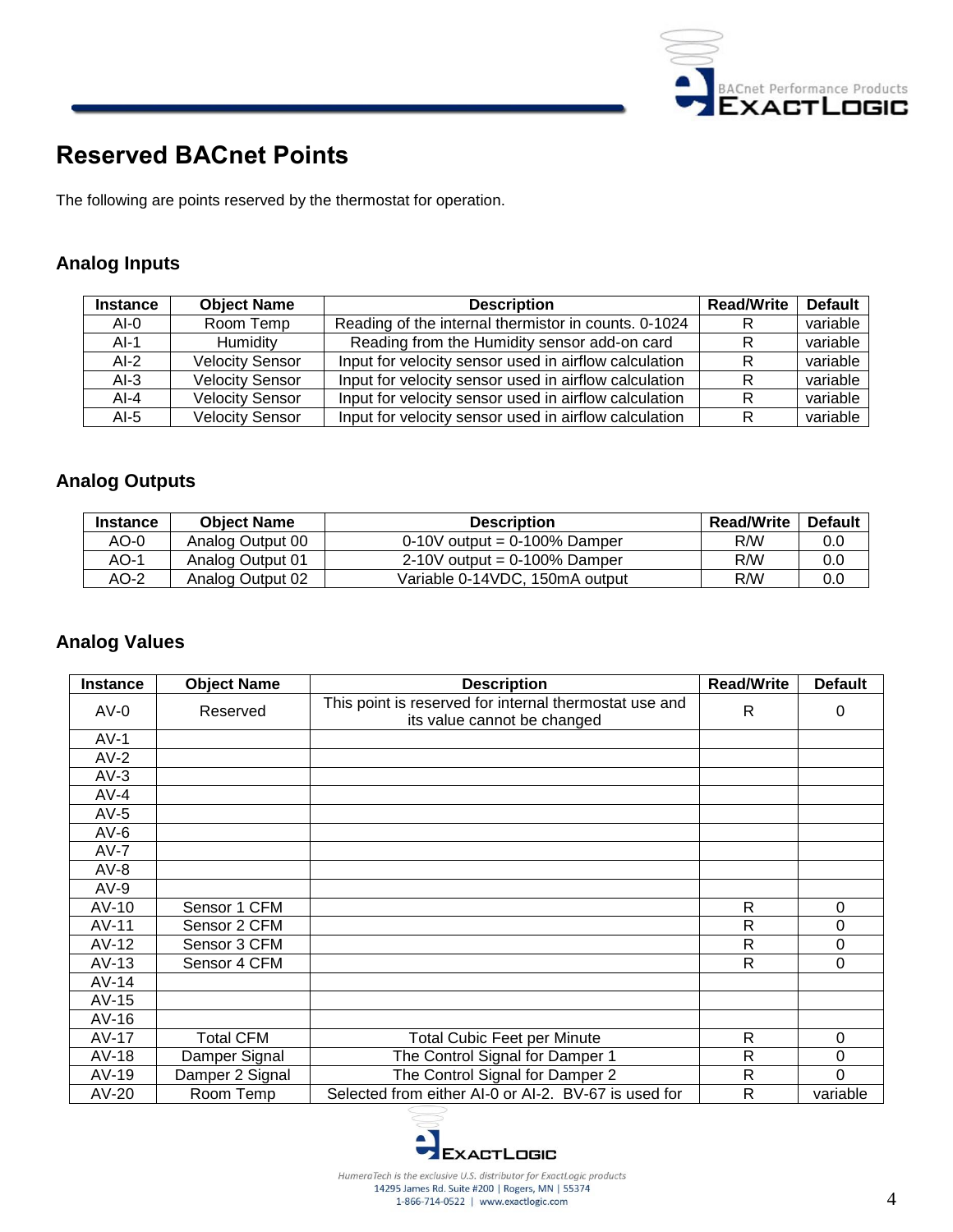# Reserved BACnet Points

The following are points reserved by the thermostat for operation.

## Analog Inputs

| Instance | Object Name | Description | Read/Write | Default |
|---|---|---|---|---|
| AI-0 | Room Temp | Reading of the internal thermistor in counts. 0-1024 | R | variable |
| AI-1 | Humidity | Reading from the Humidity sensor add-on card | R | variable |
| AI-2 | Velocity Sensor | Input for velocity sensor used in airflow calculation | R | variable |
| AI-3 | Velocity Sensor | Input for velocity sensor used in airflow calculation | R | variable |
| AI-4 | Velocity Sensor | Input for velocity sensor used in airflow calculation | R | variable |
| AI-5 | Velocity Sensor | Input for velocity sensor used in airflow calculation | R | variable |

## Analog Outputs

| Instance | Object Name | Description | Read/Write | Default |
|---|---|---|---|---|
| AO-0 | Analog Output 00 | 0-10V output = 0-100% Damper | R/W | 0.0 |
| AO-1 | Analog Output 01 | 2-10V output = 0-100% Damper | R/W | 0.0 |
| AO-2 | Analog Output 02 | Variable 0-14VDC, 150mA output | R/W | 0.0 |

## Analog Values

| Instance | Object Name | Description | Read/Write | Default |
|---|---|---|---|---|
| AV-0 | Reserved | This point is reserved for internal thermostat use and its value cannot be changed | R | 0 |
| AV-1 | | | | |
| AV-2 | | | | |
| AV-3 | | | | |
| AV-4 | | | | |
| AV-5 | | | | |
| AV-6 | | | | |
| AV-7 | | | | |
| AV-8 | | | | |
| AV-9 | | | | |
| AV-10 | Sensor 1 CFM | | R | 0 |
| AV-11 | Sensor 2 CFM | | R | 0 |
| AV-12 | Sensor 3 CFM | | R | 0 |
| AV-13 | Sensor 4 CFM | | R | 0 |
| AV-14 | | | | |
| AV-15 | | | | |
| AV-16 | | | | |
| AV-17 | Total CFM | Total Cubic Feet per Minute | R | 0 |
| AV-18 | Damper Signal | The Control Signal for Damper 1 | R | 0 |
| AV-19 | Damper 2 Signal | The Control Signal for Damper 2 | R | 0 |
| AV-20 | Room Temp | Selected from either AI-0 or AI-2. BV-67 is used for | R | variable |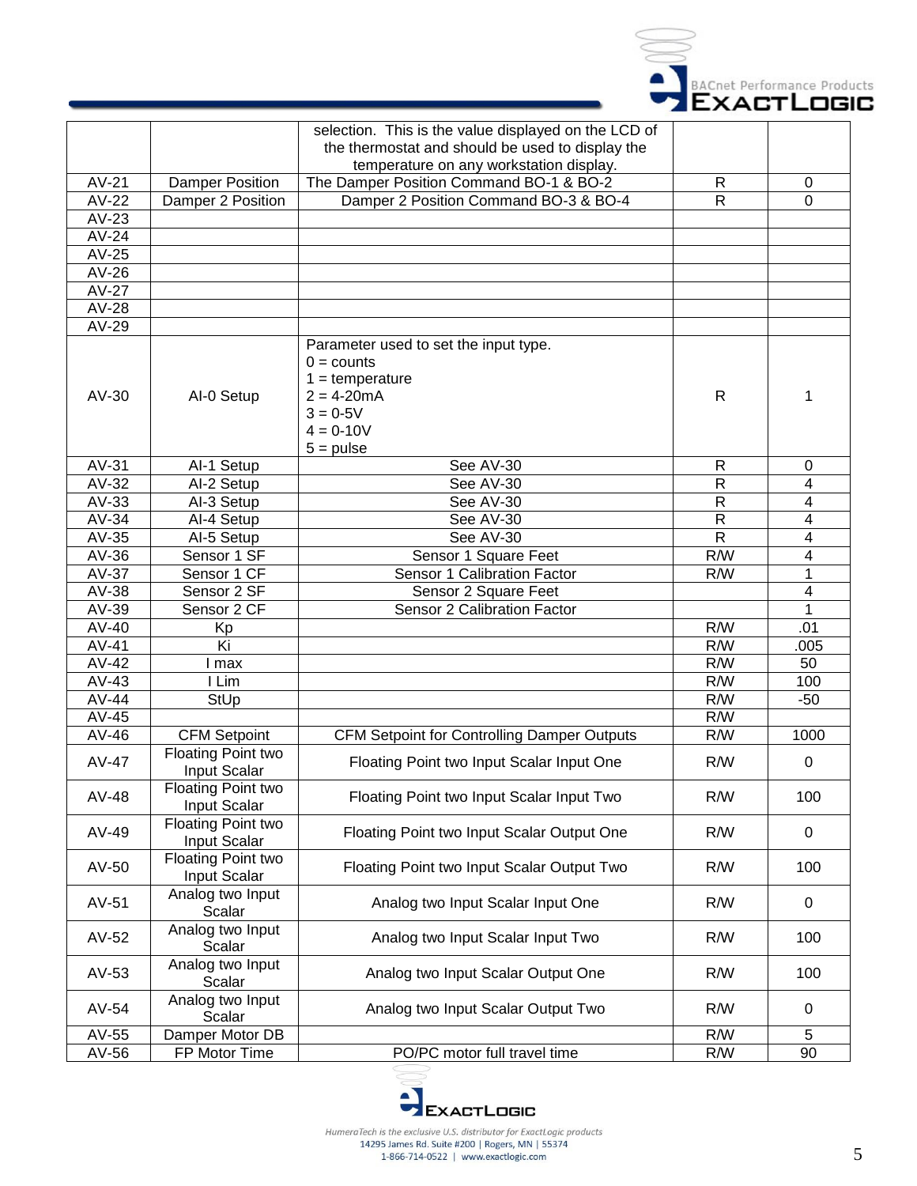| | | | | |
|---|---|---|---|---|
| | | selection. This is the value displayed on the LCD of the thermostat and should be used to display the temperature on any workstation display. | | |
| AV-21 | Damper Position | The Damper Position Command BO-1 & BO-2 | R | 0 |
| AV-22 | Damper 2 Position | Damper 2 Position Command BO-3 & BO-4 | R | 0 |
| AV-23 | | | | |
| AV-24 | | | | |
| AV-25 | | | | |
| AV-26 | | | | |
| AV-27 | | | | |
| AV-28 | | | | |
| AV-29 | | | | |
| AV-30 | AI-0 Setup | Parameter used to set the input type.<br>0 = counts<br>1 = temperature<br>2 = 4-20mA<br>3 = 0-5V<br>4 = 0-10V<br>5 = pulse | R | 1 |
| AV-31 | AI-1 Setup | See AV-30 | R | 0 |
| AV-32 | AI-2 Setup | See AV-30 | R | 4 |
| AV-33 | AI-3 Setup | See AV-30 | R | 4 |
| AV-34 | AI-4 Setup | See AV-30 | R | 4 |
| AV-35 | AI-5 Setup | See AV-30 | R | 4 |
| AV-36 | Sensor 1 SF | Sensor 1 Square Feet | R/W | 4 |
| AV-37 | Sensor 1 CF | Sensor 1 Calibration Factor | R/W | 1 |
| AV-38 | Sensor 2 SF | Sensor 2 Square Feet | | 4 |
| AV-39 | Sensor 2 CF | Sensor 2 Calibration Factor | | 1 |
| AV-40 | Kp | | R/W | .01 |
| AV-41 | Ki | | R/W | .005 |
| AV-42 | I max | | R/W | 50 |
| AV-43 | I Lim | | R/W | 100 |
| AV-44 | StUp | | R/W | -50 |
| AV-45 | | | R/W | |
| AV-46 | CFM Setpoint | CFM Setpoint for Controlling Damper Outputs | R/W | 1000 |
| AV-47 | Floating Point two Input Scalar | Floating Point two Input Scalar Input One | R/W | 0 |
| AV-48 | Floating Point two Input Scalar | Floating Point two Input Scalar Input Two | R/W | 100 |
| AV-49 | Floating Point two Input Scalar | Floating Point two Input Scalar Output One | R/W | 0 |
| AV-50 | Floating Point two Input Scalar | Floating Point two Input Scalar Output Two | R/W | 100 |
| AV-51 | Analog two Input Scalar | Analog two Input Scalar Input One | R/W | 0 |
| AV-52 | Analog two Input Scalar | Analog two Input Scalar Input Two | R/W | 100 |
| AV-53 | Analog two Input Scalar | Analog two Input Scalar Output One | R/W | 100 |
| AV-54 | Analog two Input Scalar | Analog two Input Scalar Output Two | R/W | 0 |
| AV-55 | Damper Motor DB | | R/W | 5 |
| AV-56 | FP Motor Time | PO/PC motor full travel time | R/W | 90 |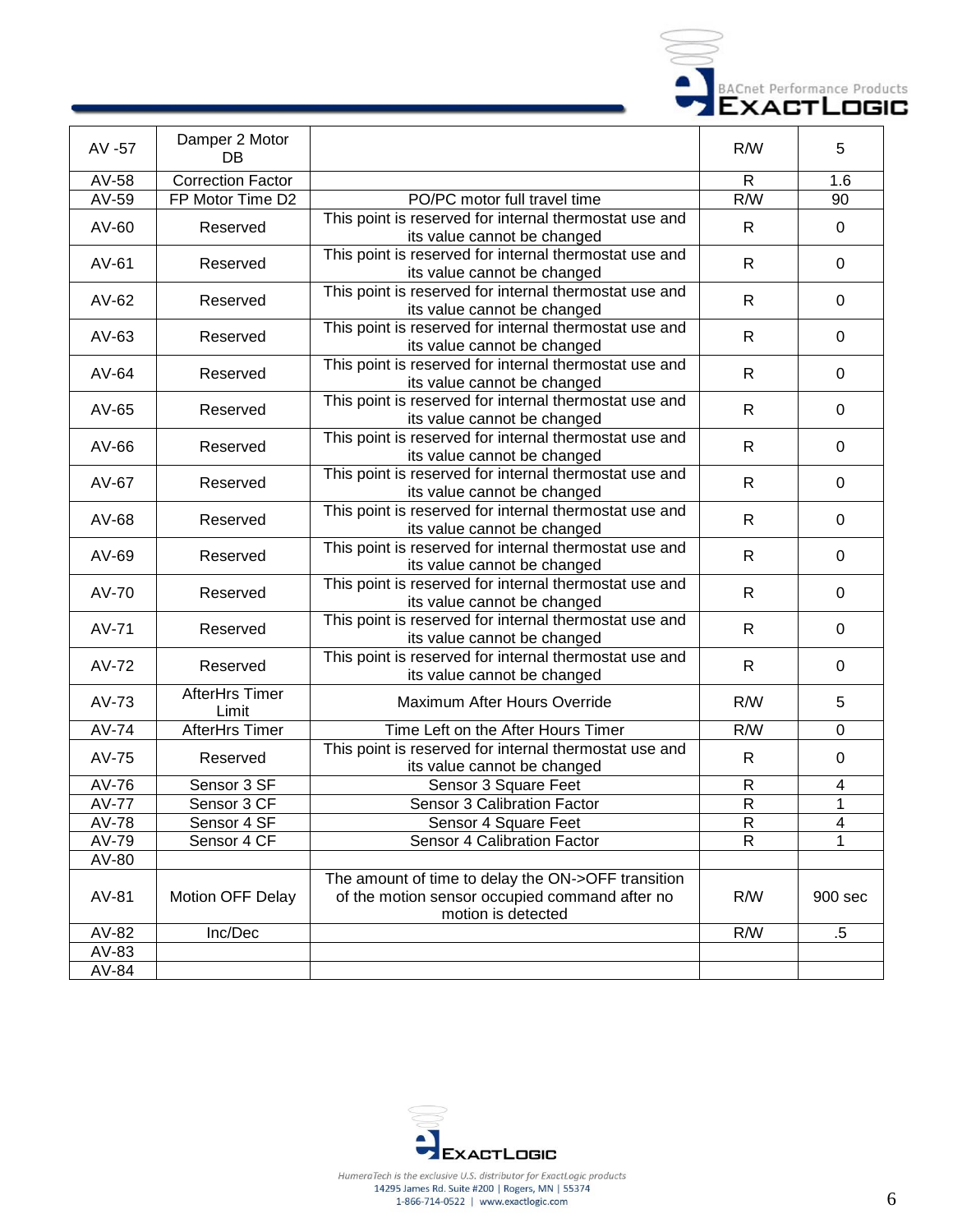| AV -57 | Damper 2 Motor DB | | R/W | 5 |
|---|---|---|---|---|
| AV-58 | Correction Factor | | R | 1.6 |
| AV-59 | FP Motor Time D2 | PO/PC motor full travel time | R/W | 90 |
| AV-60 | Reserved | This point is reserved for internal thermostat use and its value cannot be changed | R | 0 |
| AV-61 | Reserved | This point is reserved for internal thermostat use and its value cannot be changed | R | 0 |
| AV-62 | Reserved | This point is reserved for internal thermostat use and its value cannot be changed | R | 0 |
| AV-63 | Reserved | This point is reserved for internal thermostat use and its value cannot be changed | R | 0 |
| AV-64 | Reserved | This point is reserved for internal thermostat use and its value cannot be changed | R | 0 |
| AV-65 | Reserved | This point is reserved for internal thermostat use and its value cannot be changed | R | 0 |
| AV-66 | Reserved | This point is reserved for internal thermostat use and its value cannot be changed | R | 0 |
| AV-67 | Reserved | This point is reserved for internal thermostat use and its value cannot be changed | R | 0 |
| AV-68 | Reserved | This point is reserved for internal thermostat use and its value cannot be changed | R | 0 |
| AV-69 | Reserved | This point is reserved for internal thermostat use and its value cannot be changed | R | 0 |
| AV-70 | Reserved | This point is reserved for internal thermostat use and its value cannot be changed | R | 0 |
| AV-71 | Reserved | This point is reserved for internal thermostat use and its value cannot be changed | R | 0 |
| AV-72 | Reserved | This point is reserved for internal thermostat use and its value cannot be changed | R | 0 |
| AV-73 | AfterHrs Timer Limit | Maximum After Hours Override | R/W | 5 |
| AV-74 | AfterHrs Timer | Time Left on the After Hours Timer | R/W | 0 |
| AV-75 | Reserved | This point is reserved for internal thermostat use and its value cannot be changed | R | 0 |
| AV-76 | Sensor 3 SF | Sensor 3 Square Feet | R | 4 |
| AV-77 | Sensor 3 CF | Sensor 3 Calibration Factor | R | 1 |
| AV-78 | Sensor 4 SF | Sensor 4 Square Feet | R | 4 |
| AV-79 | Sensor 4 CF | Sensor 4 Calibration Factor | R | 1 |
| AV-80 | | | | |
| AV-81 | Motion OFF Delay | The amount of time to delay the ON->OFF transition of the motion sensor occupied command after no motion is detected | R/W | 900 sec |
| AV-82 | Inc/Dec | | R/W | .5 |
| AV-83 | | | | |
| AV-84 | | | | |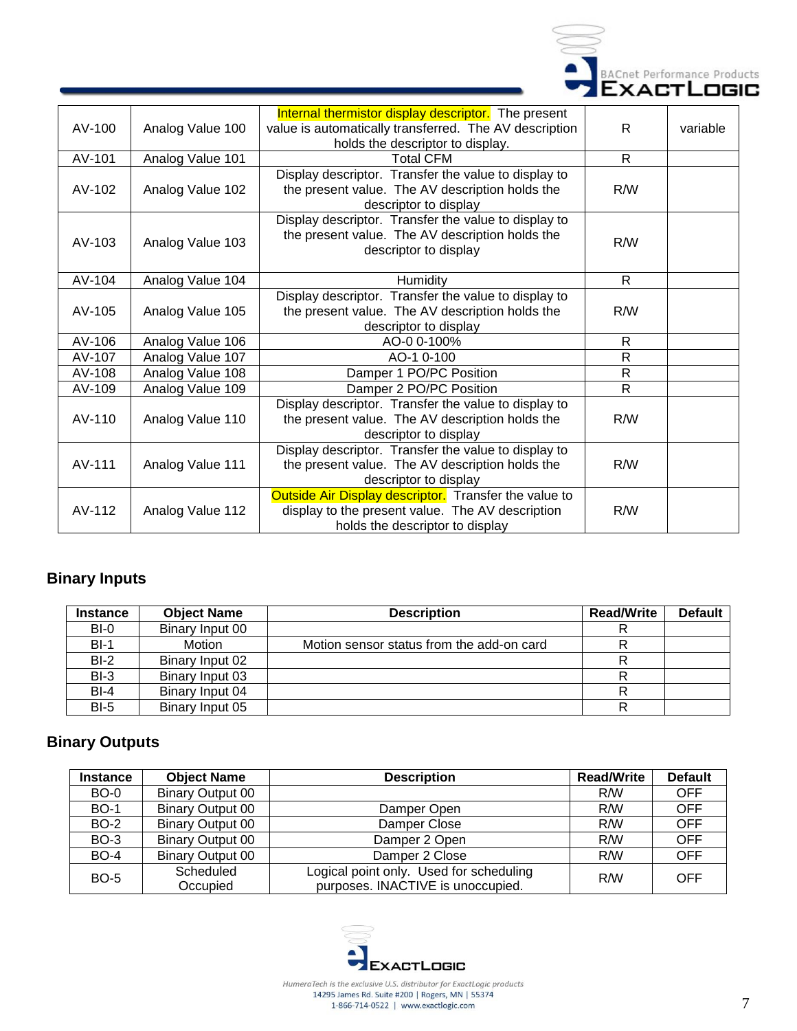| AV-100 | Analog Value 100 | Internal thermistor display descriptor. The present value is automatically transferred. The AV description holds the descriptor to display. | R | variable |
|---|---|---|---|---|
| AV-101 | Analog Value 101 | Total CFM | R | |
| AV-102 | Analog Value 102 | Display descriptor. Transfer the value to display to the present value. The AV description holds the descriptor to display | R/W | |
| AV-103 | Analog Value 103 | Display descriptor. Transfer the value to display to the present value. The AV description holds the descriptor to display | R/W | |
| AV-104 | Analog Value 104 | Humidity | R | |
| AV-105 | Analog Value 105 | Display descriptor. Transfer the value to display to the present value. The AV description holds the descriptor to display | R/W | |
| AV-106 | Analog Value 106 | AO-0 0-100% | R | |
| AV-107 | Analog Value 107 | AO-1 0-100 | R | |
| AV-108 | Analog Value 108 | Damper 1 PO/PC Position | R | |
| AV-109 | Analog Value 109 | Damper 2 PO/PC Position | R | |
| AV-110 | Analog Value 110 | Display descriptor. Transfer the value to display to the present value. The AV description holds the descriptor to display | R/W | |
| AV-111 | Analog Value 111 | Display descriptor. Transfer the value to display to the present value. The AV description holds the descriptor to display | R/W | |
| AV-112 | Analog Value 112 | Outside Air Display descriptor. Transfer the value to display to the present value. The AV description holds the descriptor to display | R/W | |

## Binary Inputs

| Instance | Object Name | Description | Read/Write | Default |
|---|---|---|---|---|
| BI-0 | Binary Input 00 | | R | |
| BI-1 | Motion | Motion sensor status from the add-on card | R | |
| BI-2 | Binary Input 02 | | R | |
| BI-3 | Binary Input 03 | | R | |
| BI-4 | Binary Input 04 | | R | |
| BI-5 | Binary Input 05 | | R | |

## Binary Outputs

| Instance | Object Name | Description | Read/Write | Default |
|---|---|---|---|---|
| BO-0 | Binary Output 00 | | R/W | OFF |
| BO-1 | Binary Output 00 | Damper Open | R/W | OFF |
| BO-2 | Binary Output 00 | Damper Close | R/W | OFF |
| BO-3 | Binary Output 00 | Damper 2 Open | R/W | OFF |
| BO-4 | Binary Output 00 | Damper 2 Close | R/W | OFF |
| BO-5 | Scheduled Occupied | Logical point only. Used for scheduling purposes. INACTIVE is unoccupied. | R/W | OFF |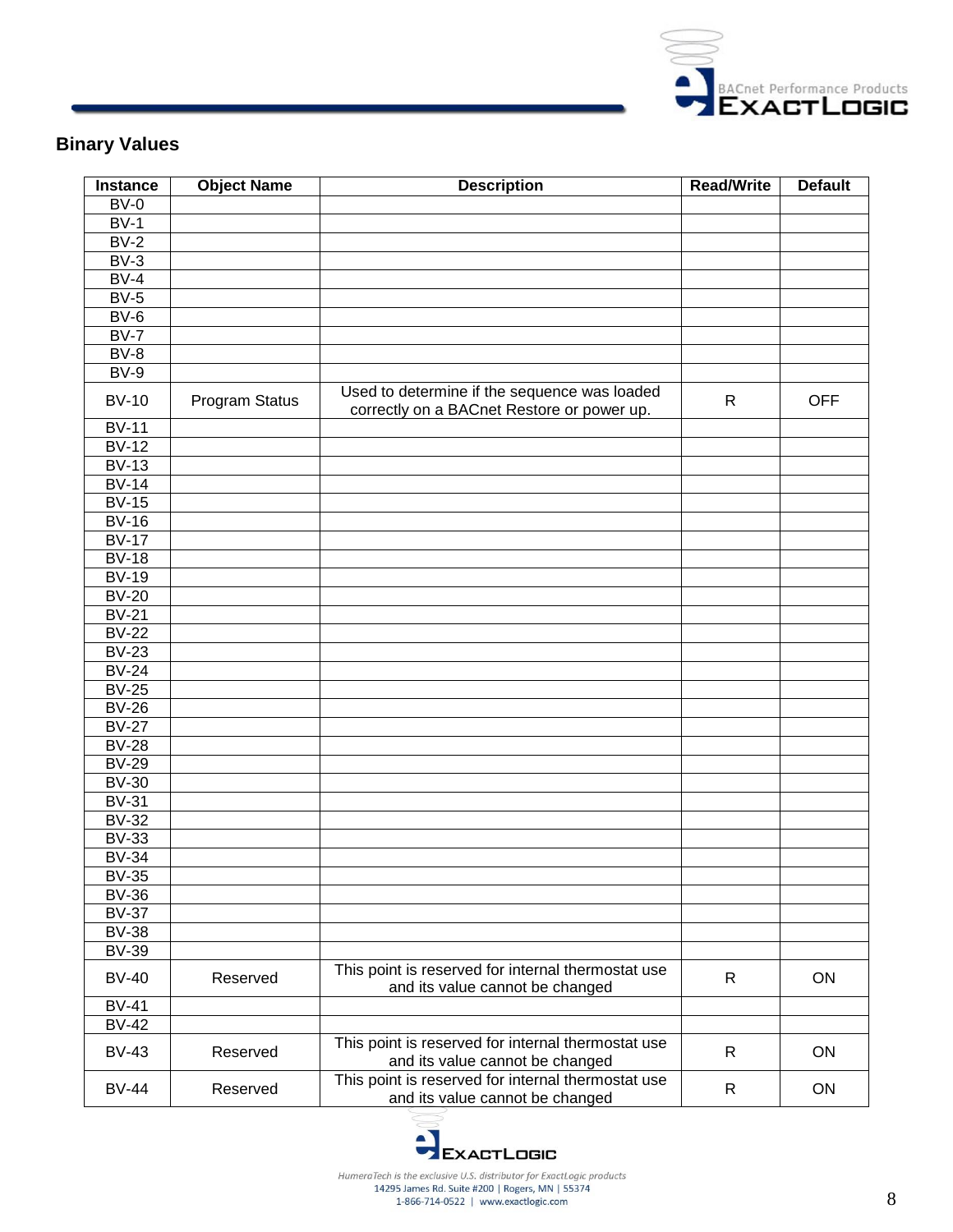## Binary Values

| Instance | Object Name | Description | Read/Write | Default |
|---|---|---|---|---|
| BV-0 | | | | |
| BV-1 | | | | |
| BV-2 | | | | |
| BV-3 | | | | |
| BV-4 | | | | |
| BV-5 | | | | |
| BV-6 | | | | |
| BV-7 | | | | |
| BV-8 | | | | |
| BV-9 | | | | |
| BV-10 | Program Status | Used to determine if the sequence was loaded correctly on a BACnet Restore or power up. | R | OFF |
| BV-11 | | | | |
| BV-12 | | | | |
| BV-13 | | | | |
| BV-14 | | | | |
| BV-15 | | | | |
| BV-16 | | | | |
| BV-17 | | | | |
| BV-18 | | | | |
| BV-19 | | | | |
| BV-20 | | | | |
| BV-21 | | | | |
| BV-22 | | | | |
| BV-23 | | | | |
| BV-24 | | | | |
| BV-25 | | | | |
| BV-26 | | | | |
| BV-27 | | | | |
| BV-28 | | | | |
| BV-29 | | | | |
| BV-30 | | | | |
| BV-31 | | | | |
| BV-32 | | | | |
| BV-33 | | | | |
| BV-34 | | | | |
| BV-35 | | | | |
| BV-36 | | | | |
| BV-37 | | | | |
| BV-38 | | | | |
| BV-39 | | | | |
| BV-40 | Reserved | This point is reserved for internal thermostat use and its value cannot be changed | R | ON |
| BV-41 | | | | |
| BV-42 | | | | |
| BV-43 | Reserved | This point is reserved for internal thermostat use and its value cannot be changed | R | ON |
| BV-44 | Reserved | This point is reserved for internal thermostat use and its value cannot be changed | R | ON |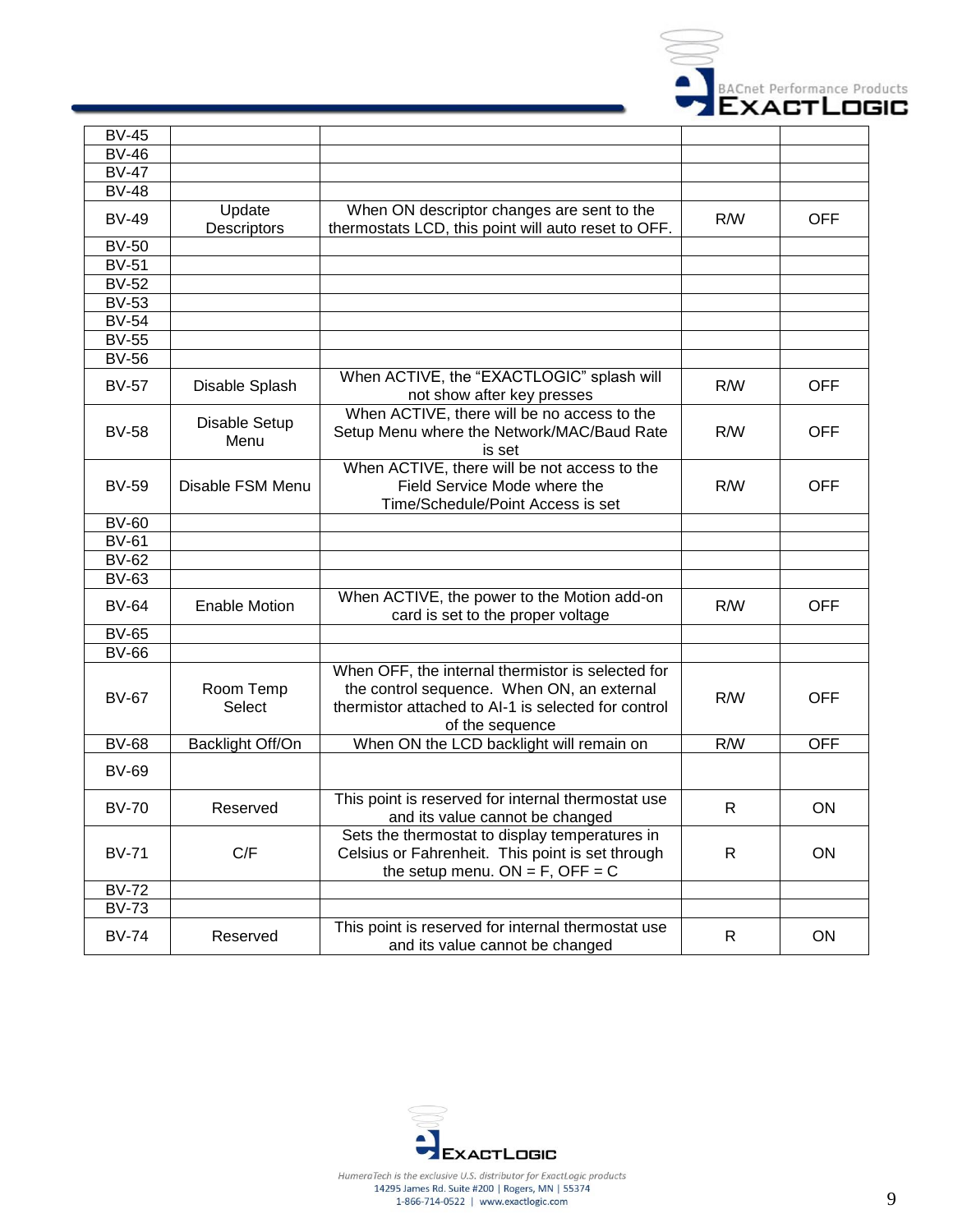| | | | | |
|---|---|---|---|---|
| BV-45 | | | | |
| BV-46 | | | | |
| BV-47 | | | | |
| BV-48 | | | | |
| BV-49 | Update Descriptors | When ON descriptor changes are sent to the thermostats LCD, this point will auto reset to OFF. | R/W | OFF |
| BV-50 | | | | |
| BV-51 | | | | |
| BV-52 | | | | |
| BV-53 | | | | |
| BV-54 | | | | |
| BV-55 | | | | |
| BV-56 | | | | |
| BV-57 | Disable Splash | When ACTIVE, the “EXACTLOGIC” splash will not show after key presses | R/W | OFF |
| BV-58 | Disable Setup Menu | When ACTIVE, there will be no access to the Setup Menu where the Network/MAC/Baud Rate is set | R/W | OFF |
| BV-59 | Disable FSM Menu | When ACTIVE, there will be not access to the Field Service Mode where the Time/Schedule/Point Access is set | R/W | OFF |
| BV-60 | | | | |
| BV-61 | | | | |
| BV-62 | | | | |
| BV-63 | | | | |
| BV-64 | Enable Motion | When ACTIVE, the power to the Motion add-on card is set to the proper voltage | R/W | OFF |
| BV-65 | | | | |
| BV-66 | | | | |
| BV-67 | Room Temp Select | When OFF, the internal thermistor is selected for the control sequence. When ON, an external thermistor attached to AI-1 is selected for control of the sequence | R/W | OFF |
| BV-68 | Backlight Off/On | When ON the LCD backlight will remain on | R/W | OFF |
| BV-69 | | | | |
| BV-70 | Reserved | This point is reserved for internal thermostat use and its value cannot be changed | R | ON |
| BV-71 | C/F | Sets the thermostat to display temperatures in Celsius or Fahrenheit. This point is set through the setup menu. ON = F, OFF = C | R | ON |
| BV-72 | | | | |
| BV-73 | | | | |
| BV-74 | Reserved | This point is reserved for internal thermostat use and its value cannot be changed | R | ON |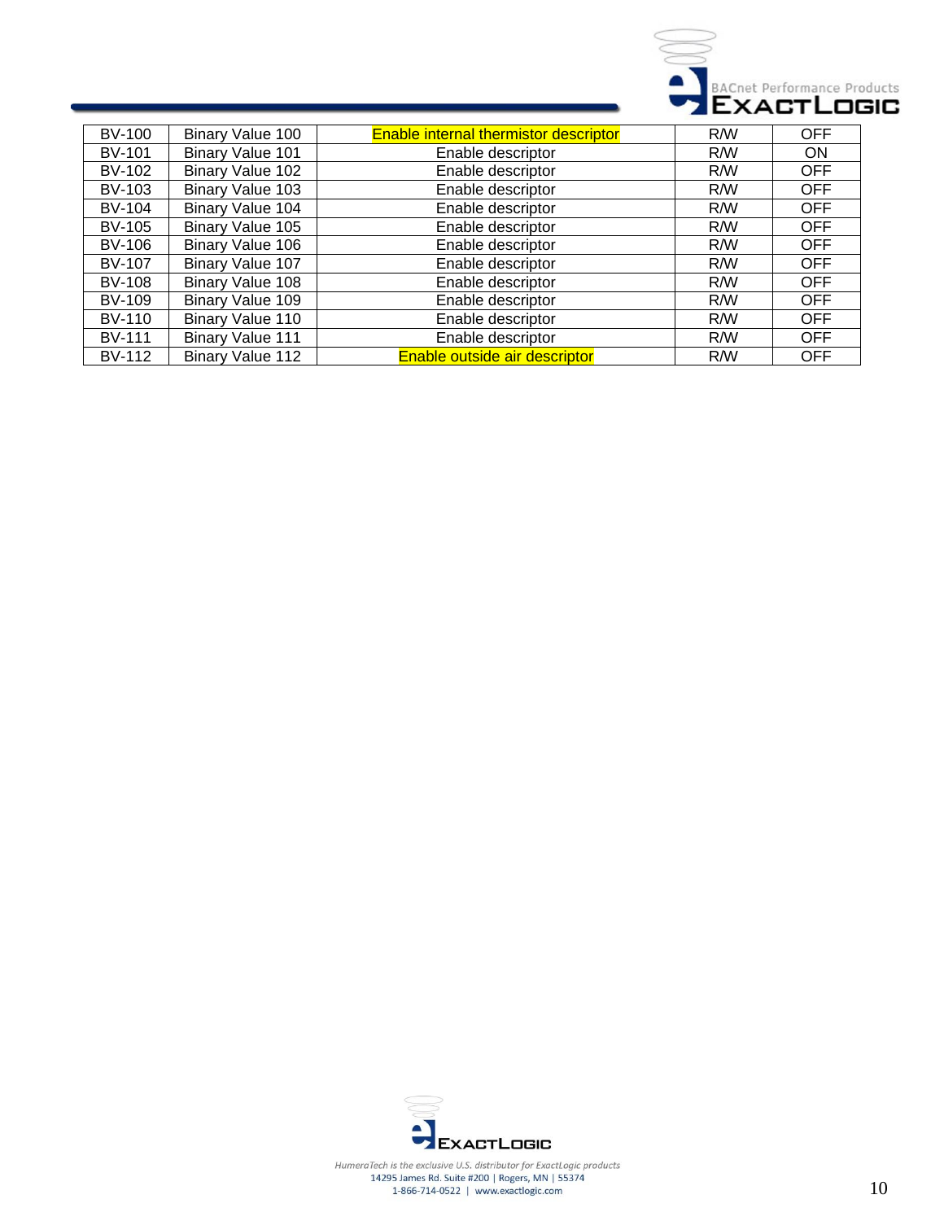| | | | | |
|---|---|---|---|---|
| BV-100 | Binary Value 100 | Enable internal thermistor descriptor | R/W | OFF |
| BV-101 | Binary Value 101 | Enable descriptor | R/W | ON |
| BV-102 | Binary Value 102 | Enable descriptor | R/W | OFF |
| BV-103 | Binary Value 103 | Enable descriptor | R/W | OFF |
| BV-104 | Binary Value 104 | Enable descriptor | R/W | OFF |
| BV-105 | Binary Value 105 | Enable descriptor | R/W | OFF |
| BV-106 | Binary Value 106 | Enable descriptor | R/W | OFF |
| BV-107 | Binary Value 107 | Enable descriptor | R/W | OFF |
| BV-108 | Binary Value 108 | Enable descriptor | R/W | OFF |
| BV-109 | Binary Value 109 | Enable descriptor | R/W | OFF |
| BV-110 | Binary Value 110 | Enable descriptor | R/W | OFF |
| BV-111 | Binary Value 111 | Enable descriptor | R/W | OFF |
| BV-112 | Binary Value 112 | Enable outside air descriptor | R/W | OFF |